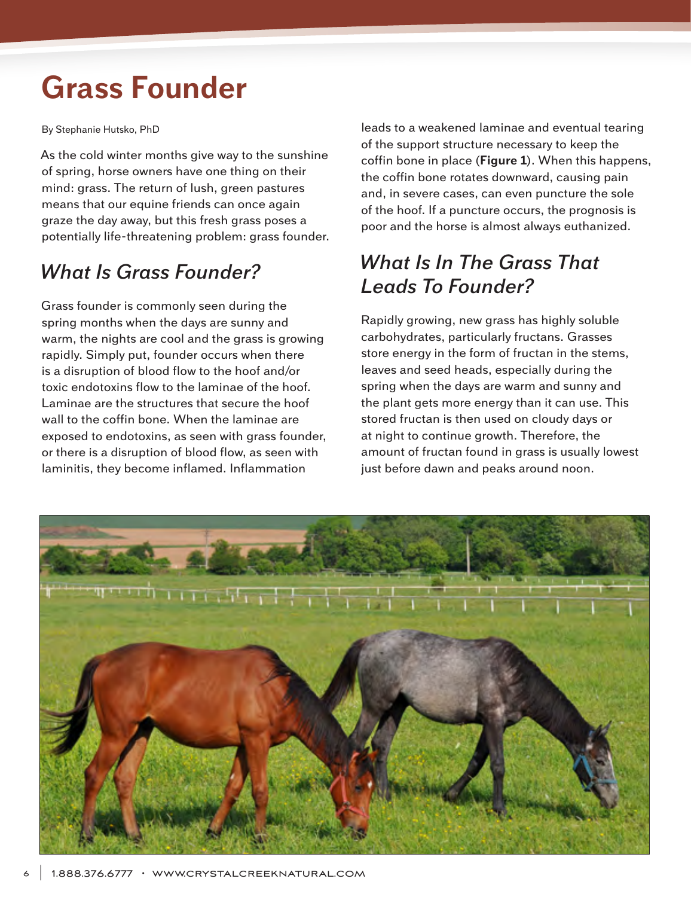# Grass Founder

By Stephanie Hutsko, PhD

As the cold winter months give way to the sunshine of spring, horse owners have one thing on their mind: grass. The return of lush, green pastures means that our equine friends can once again graze the day away, but this fresh grass poses a potentially life-threatening problem: grass founder.

## *What Is Grass Founder?*

Grass founder is commonly seen during the spring months when the days are sunny and warm, the nights are cool and the grass is growing rapidly. Simply put, founder occurs when there is a disruption of blood flow to the hoof and/or toxic endotoxins flow to the laminae of the hoof. Laminae are the structures that secure the hoof wall to the coffin bone. When the laminae are exposed to endotoxins, as seen with grass founder, or there is a disruption of blood flow, as seen with laminitis, they become inflamed. Inflammation leads to a weakened laminae and eventual tearing of the support structure necessary to keep the coffin bone in place (**Figure 1**). When this happens, the coffin bone rotates downward, causing pain and, in severe cases, can even puncture the sole of the hoof. If a puncture occurs, the prognosis is poor and the horse is almost always euthanized.

## *What Is In The Grass That Leads To Founder?*

Rapidly growing, new grass has highly soluble carbohydrates, particularly fructans. Grasses store energy in the form of fructan in the stems, leaves and seed heads, especially during the spring when the days are warm and sunny and the plant gets more energy than it can use. This stored fructan is then used on cloudy days or at night to continue growth. Therefore, the amount of fructan found in grass is usually lowest just before dawn and peaks around noon.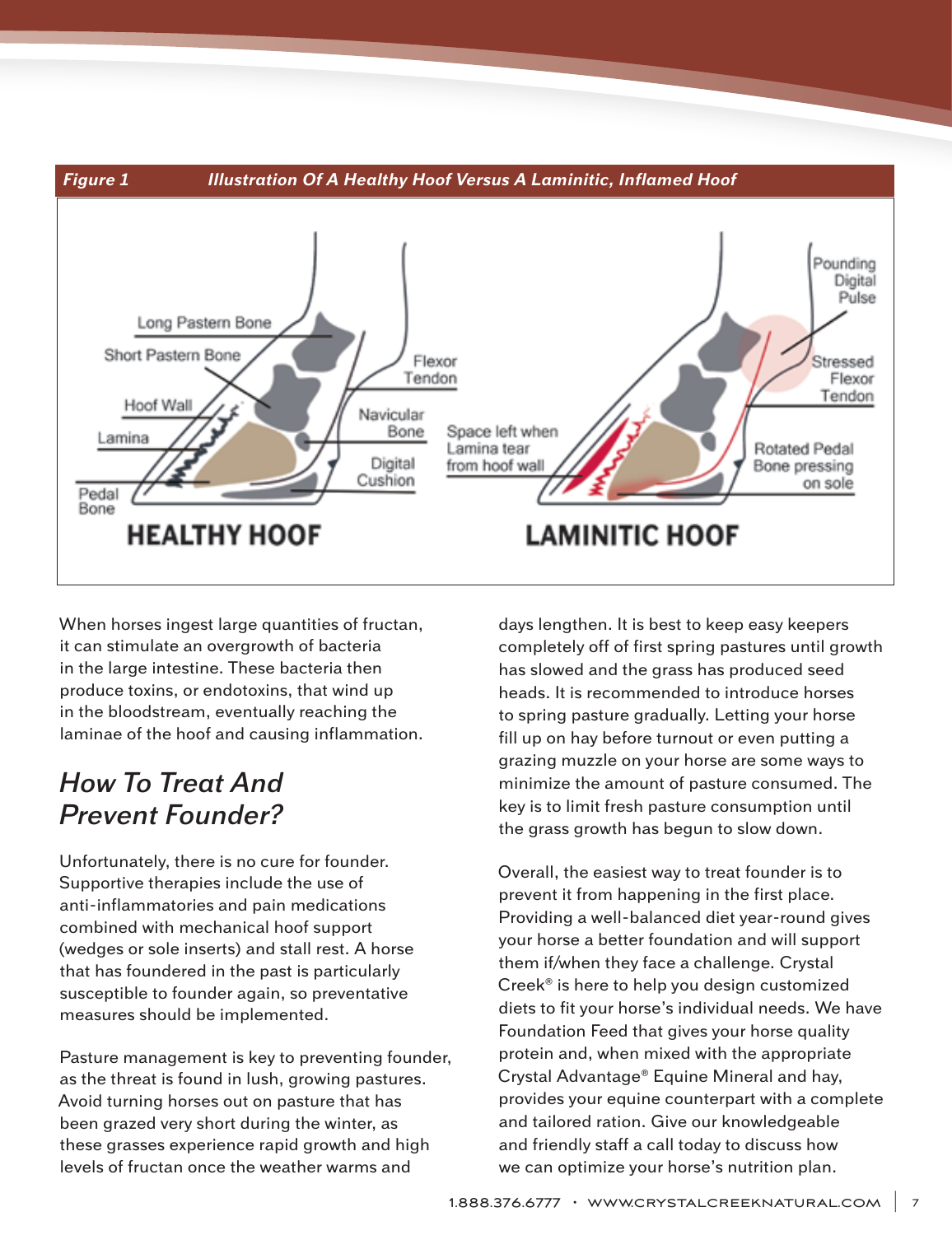*Figure 1 Illustration Of A Healthy Hoof Versus A Laminitic, Inflamed Hoof*

Long Pastern Bone
Short Pastern Bone
Hoof Wall
Lamina
Pedal Bone
Flexor Tendon
Navicular Bone
Digital Cushion
HEALTHY HOOF

Space left when Lamina tear from hoof wall
Pounding Digital Pulse
Stressed Flexor Tendon
Rotated Pedal Bone pressing on sole
LAMINITIC HOOF

When horses ingest large quantities of fructan, it can stimulate an overgrowth of bacteria in the large intestine. These bacteria then produce toxins, or endotoxins, that wind up in the bloodstream, eventually reaching the laminae of the hoof and causing inflammation.

## How To Treat And Prevent Founder?

Unfortunately, there is no cure for founder. Supportive therapies include the use of anti-inflammatories and pain medications combined with mechanical hoof support (wedges or sole inserts) and stall rest. A horse that has foundered in the past is particularly susceptible to founder again, so preventative measures should be implemented.

Pasture management is key to preventing founder, as the threat is found in lush, growing pastures. Avoid turning horses out on pasture that has been grazed very short during the winter, as these grasses experience rapid growth and high levels of fructan once the weather warms and days lengthen. It is best to keep easy keepers completely off of first spring pastures until growth has slowed and the grass has produced seed heads. It is recommended to introduce horses to spring pasture gradually. Letting your horse fill up on hay before turnout or even putting a grazing muzzle on your horse are some ways to minimize the amount of pasture consumed. The key is to limit fresh pasture consumption until the grass growth has begun to slow down.

Overall, the easiest way to treat founder is to prevent it from happening in the first place. Providing a well-balanced diet year-round gives your horse a better foundation and will support them if/when they face a challenge. Crystal Creek® is here to help you design customized diets to fit your horse's individual needs. We have Foundation Feed that gives your horse quality protein and, when mixed with the appropriate Crystal Advantage® Equine Mineral and hay, provides your equine counterpart with a complete and tailored ration. Give our knowledgeable and friendly staff a call today to discuss how we can optimize your horse's nutrition plan.